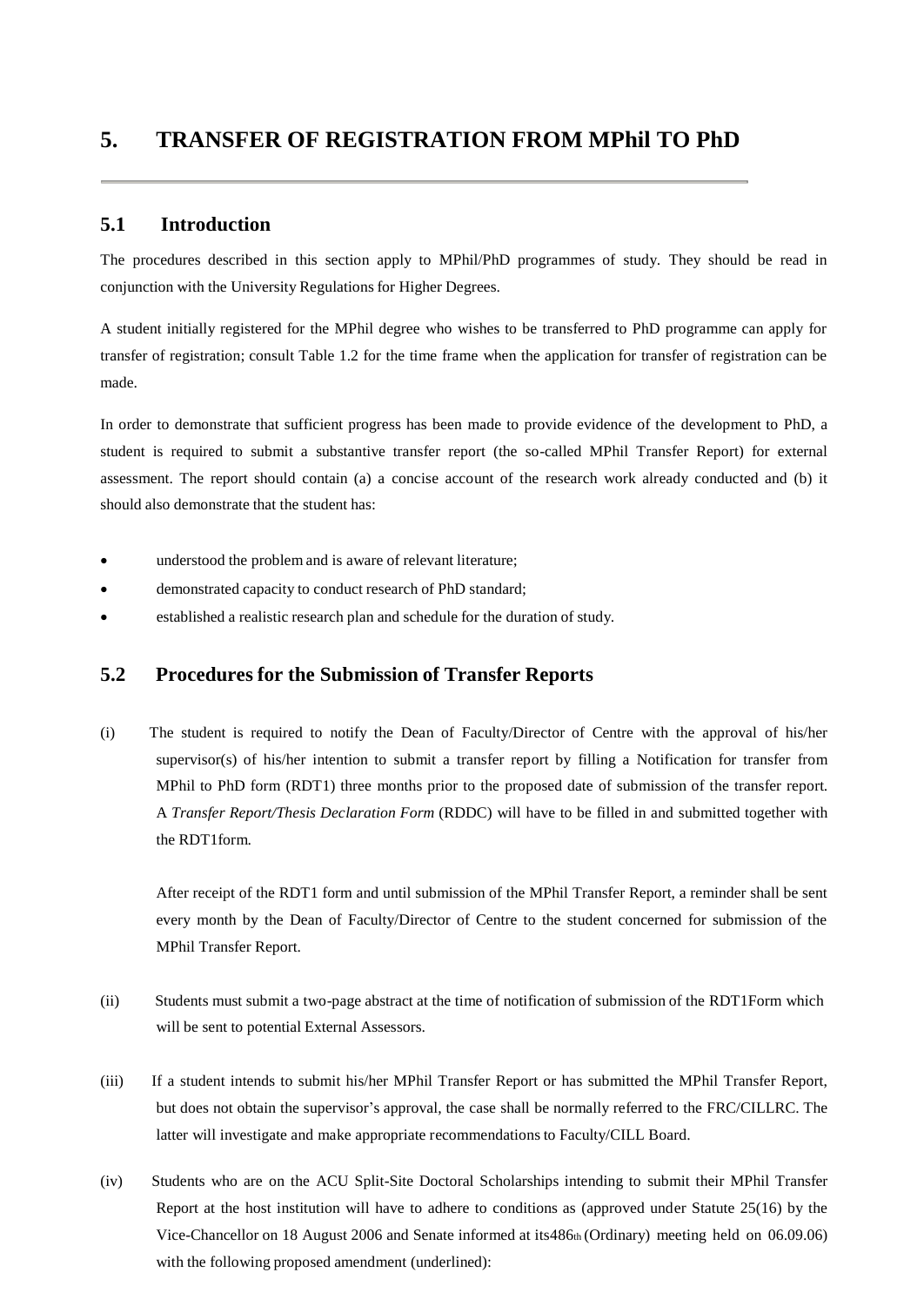# 5. TRANSFER OF REGISTRATION FROM MPhil TO PhD

## 5.1 Introduction

The procedures described in this section apply to MPhil/PhD programmes of study. They should be read in conjunction with the University Regulations for Higher Degrees.

A student initially registered for the MPhil degree who wishes to be transferred to PhD programme can apply for transfer of registration; consult Table 1.2 for the time frame when the application for transfer of registration can be made.

In order to demonstrate that sufficient progress has been made to provide evidence of the development to PhD, a student is required to submit a substantive transfer report (the so-called MPhil Transfer Report) for external assessment. The report should contain (a) a concise account of the research work already conducted and (b) it should also demonstrate that the student has:

- understood the problem and is aware of relevant literature;
- demonstrated capacity to conduct research of PhD standard;
- established a realistic research plan and schedule for the duration of study.

## 5.2 Procedures for the Submission of Transfer Reports

(i) The student is required to notify the Dean of Faculty/Director of Centre with the approval of his/her supervisor(s) of his/her intention to submit a transfer report by filling a Notification for transfer from MPhil to PhD form (RDT1) three months prior to the proposed date of submission of the transfer report. A *Transfer Report/Thesis Declaration Form* (RDDC) will have to be filled in and submitted together with the RDT1form.

After receipt of the RDT1 form and until submission of the MPhil Transfer Report, a reminder shall be sent every month by the Dean of Faculty/Director of Centre to the student concerned for submission of the MPhil Transfer Report.

(ii) Students must submit a two-page abstract at the time of notification of submission of the RDT1Form which will be sent to potential External Assessors.

(iii) If a student intends to submit his/her MPhil Transfer Report or has submitted the MPhil Transfer Report, but does not obtain the supervisor's approval, the case shall be normally referred to the FRC/CILLRC. The latter will investigate and make appropriate recommendations to Faculty/CILL Board.

(iv) Students who are on the ACU Split-Site Doctoral Scholarships intending to submit their MPhil Transfer Report at the host institution will have to adhere to conditions as (approved under Statute 25(16) by the Vice-Chancellor on 18 August 2006 and Senate informed at its486th (Ordinary) meeting held on 06.09.06) with the following proposed amendment (underlined):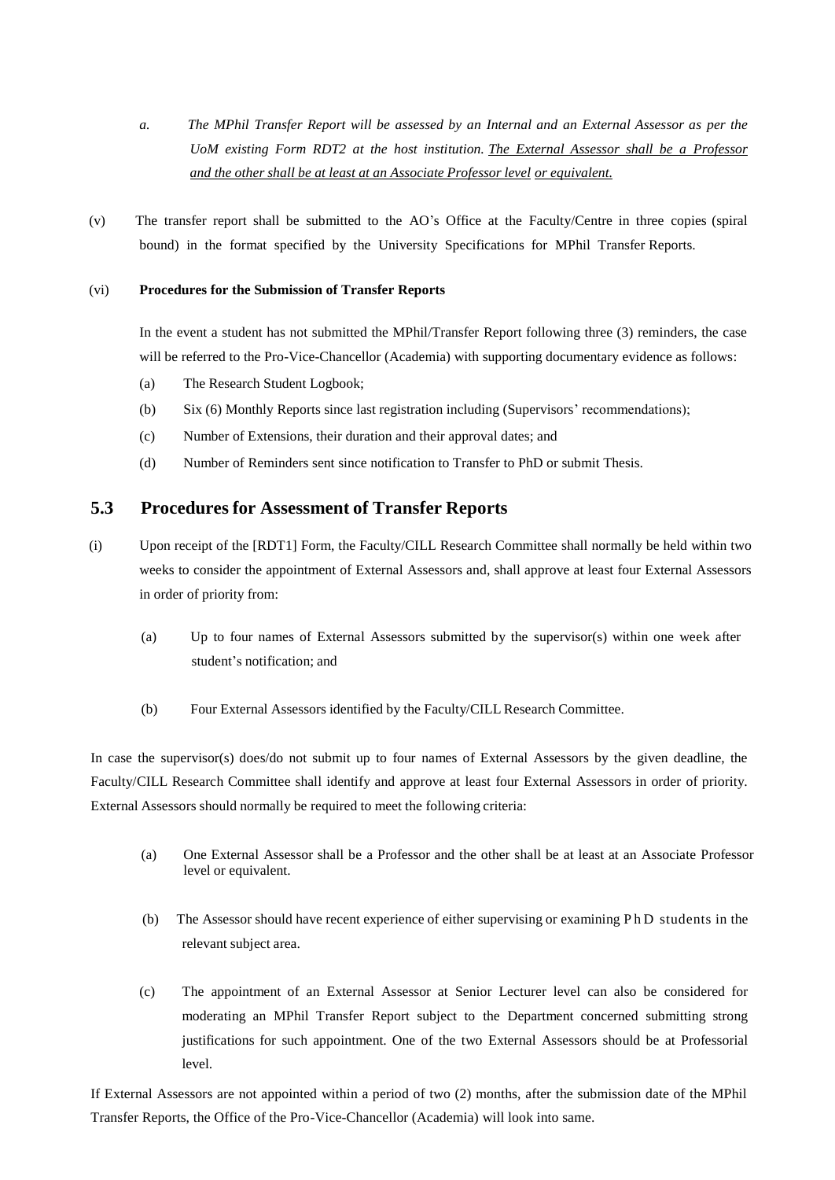a. *The MPhil Transfer Report will be assessed by an Internal and an External Assessor as per the UoM existing Form RDT2 at the host institution. The External Assessor shall be a Professor and the other shall be at least at an Associate Professor level or equivalent.*

(v) The transfer report shall be submitted to the AO's Office at the Faculty/Centre in three copies (spiral bound) in the format specified by the University Specifications for MPhil Transfer Reports.

(vi) **Procedures for the Submission of Transfer Reports**

In the event a student has not submitted the MPhil/Transfer Report following three (3) reminders, the case will be referred to the Pro-Vice-Chancellor (Academia) with supporting documentary evidence as follows:

(a) The Research Student Logbook;

(b) Six (6) Monthly Reports since last registration including (Supervisors' recommendations);

(c) Number of Extensions, their duration and their approval dates; and

(d) Number of Reminders sent since notification to Transfer to PhD or submit Thesis.

## 5.3 Procedures for Assessment of Transfer Reports

(i) Upon receipt of the [RDT1] Form, the Faculty/CILL Research Committee shall normally be held within two weeks to consider the appointment of External Assessors and, shall approve at least four External Assessors in order of priority from:

(a) Up to four names of External Assessors submitted by the supervisor(s) within one week after student's notification; and

(b) Four External Assessors identified by the Faculty/CILL Research Committee.

In case the supervisor(s) does/do not submit up to four names of External Assessors by the given deadline, the Faculty/CILL Research Committee shall identify and approve at least four External Assessors in order of priority. External Assessors should normally be required to meet the following criteria:

(a) One External Assessor shall be a Professor and the other shall be at least at an Associate Professor level or equivalent.

(b) The Assessor should have recent experience of either supervising or examining PhD students in the relevant subject area.

(c) The appointment of an External Assessor at Senior Lecturer level can also be considered for moderating an MPhil Transfer Report subject to the Department concerned submitting strong justifications for such appointment. One of the two External Assessors should be at Professorial level.

If External Assessors are not appointed within a period of two (2) months, after the submission date of the MPhil Transfer Reports, the Office of the Pro-Vice-Chancellor (Academia) will look into same.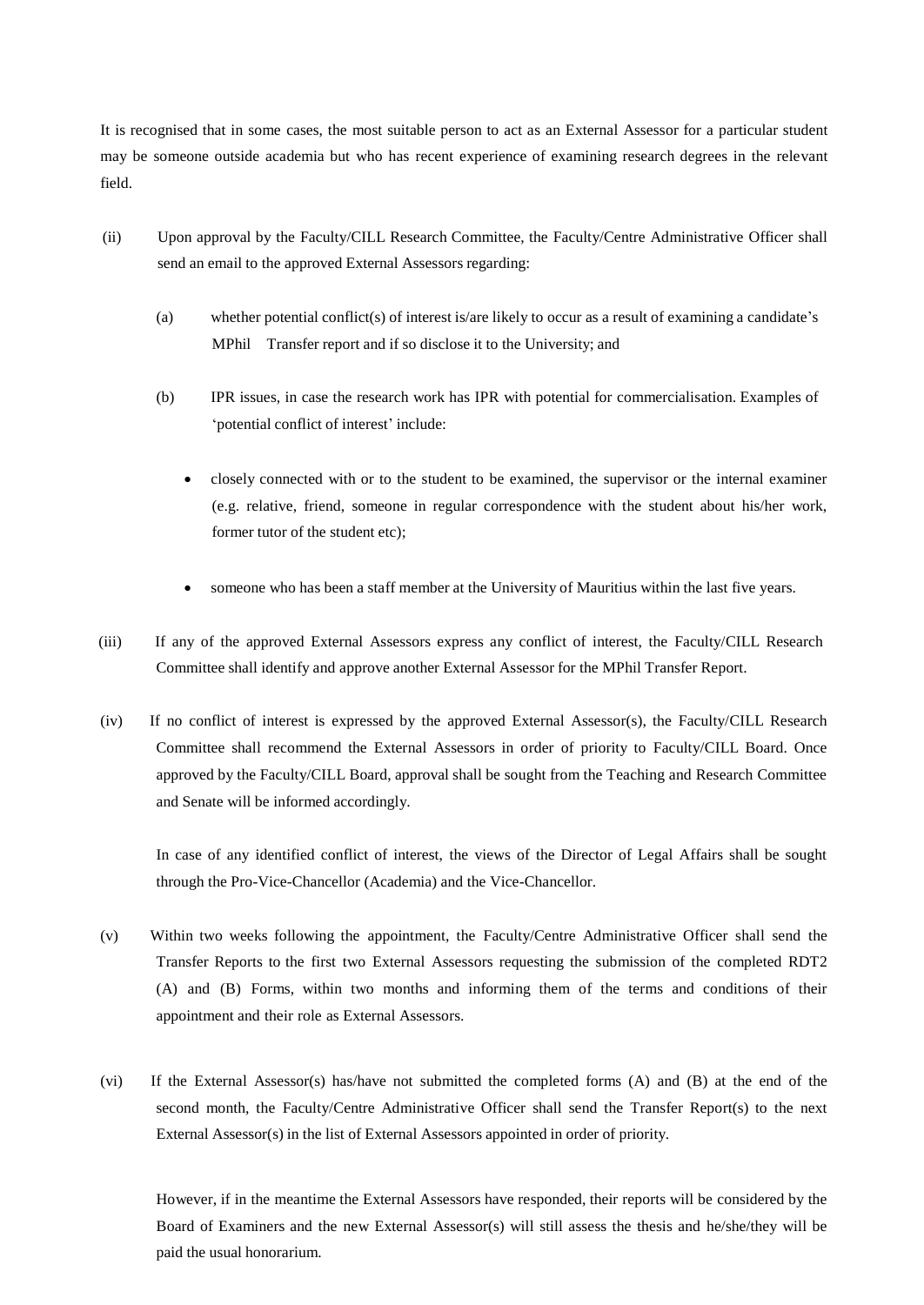It is recognised that in some cases, the most suitable person to act as an External Assessor for a particular student may be someone outside academia but who has recent experience of examining research degrees in the relevant field.

(ii) Upon approval by the Faculty/CILL Research Committee, the Faculty/Centre Administrative Officer shall send an email to the approved External Assessors regarding:

(a) whether potential conflict(s) of interest is/are likely to occur as a result of examining a candidate's MPhil Transfer report and if so disclose it to the University; and

(b) IPR issues, in case the research work has IPR with potential for commercialisation. Examples of 'potential conflict of interest' include:

- closely connected with or to the student to be examined, the supervisor or the internal examiner (e.g. relative, friend, someone in regular correspondence with the student about his/her work, former tutor of the student etc);
- someone who has been a staff member at the University of Mauritius within the last five years.

(iii) If any of the approved External Assessors express any conflict of interest, the Faculty/CILL Research Committee shall identify and approve another External Assessor for the MPhil Transfer Report.

(iv) If no conflict of interest is expressed by the approved External Assessor(s), the Faculty/CILL Research Committee shall recommend the External Assessors in order of priority to Faculty/CILL Board. Once approved by the Faculty/CILL Board, approval shall be sought from the Teaching and Research Committee and Senate will be informed accordingly.

In case of any identified conflict of interest, the views of the Director of Legal Affairs shall be sought through the Pro-Vice-Chancellor (Academia) and the Vice-Chancellor.

(v) Within two weeks following the appointment, the Faculty/Centre Administrative Officer shall send the Transfer Reports to the first two External Assessors requesting the submission of the completed RDT2 (A) and (B) Forms, within two months and informing them of the terms and conditions of their appointment and their role as External Assessors.

(vi) If the External Assessor(s) has/have not submitted the completed forms (A) and (B) at the end of the second month, the Faculty/Centre Administrative Officer shall send the Transfer Report(s) to the next External Assessor(s) in the list of External Assessors appointed in order of priority.

However, if in the meantime the External Assessors have responded, their reports will be considered by the Board of Examiners and the new External Assessor(s) will still assess the thesis and he/she/they will be paid the usual honorarium.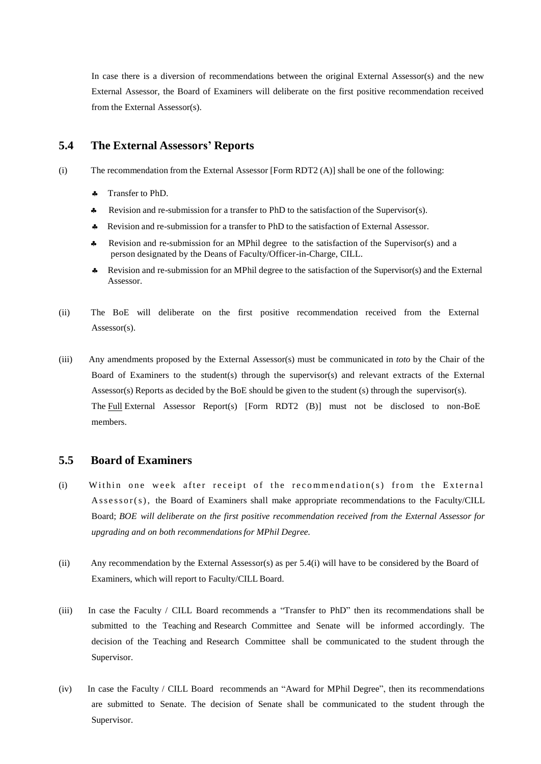In case there is a diversion of recommendations between the original External Assessor(s) and the new External Assessor, the Board of Examiners will deliberate on the first positive recommendation received from the External Assessor(s).

## 5.4 The External Assessors' Reports

(i) The recommendation from the External Assessor [Form RDT2 (A)] shall be one of the following:

- ♣ Transfer to PhD.
- ♣ Revision and re-submission for a transfer to PhD to the satisfaction of the Supervisor(s).
- ♣ Revision and re-submission for a transfer to PhD to the satisfaction of External Assessor.
- ♣ Revision and re-submission for an MPhil degree to the satisfaction of the Supervisor(s) and a person designated by the Deans of Faculty/Officer-in-Charge, CILL.
- ♣ Revision and re-submission for an MPhil degree to the satisfaction of the Supervisor(s) and the External Assessor.

(ii) The BoE will deliberate on the first positive recommendation received from the External Assessor(s).

(iii) Any amendments proposed by the External Assessor(s) must be communicated in *toto* by the Chair of the Board of Examiners to the student(s) through the supervisor(s) and relevant extracts of the External Assessor(s) Reports as decided by the BoE should be given to the student (s) through the supervisor(s). The Full External Assessor Report(s) [Form RDT2 (B)] must not be disclosed to non-BoE members.

## 5.5 Board of Examiners

(i) Within one week after receipt of the recommendation(s) from the External Assessor(s), the Board of Examiners shall make appropriate recommendations to the Faculty/CILL Board; *BOE will deliberate on the first positive recommendation received from the External Assessor for upgrading and on both recommendations for MPhil Degree.*

(ii) Any recommendation by the External Assessor(s) as per 5.4(i) will have to be considered by the Board of Examiners, which will report to Faculty/CILL Board.

(iii) In case the Faculty / CILL Board recommends a "Transfer to PhD" then its recommendations shall be submitted to the Teaching and Research Committee and Senate will be informed accordingly. The decision of the Teaching and Research Committee shall be communicated to the student through the Supervisor.

(iv) In case the Faculty / CILL Board recommends an "Award for MPhil Degree", then its recommendations are submitted to Senate. The decision of Senate shall be communicated to the student through the Supervisor.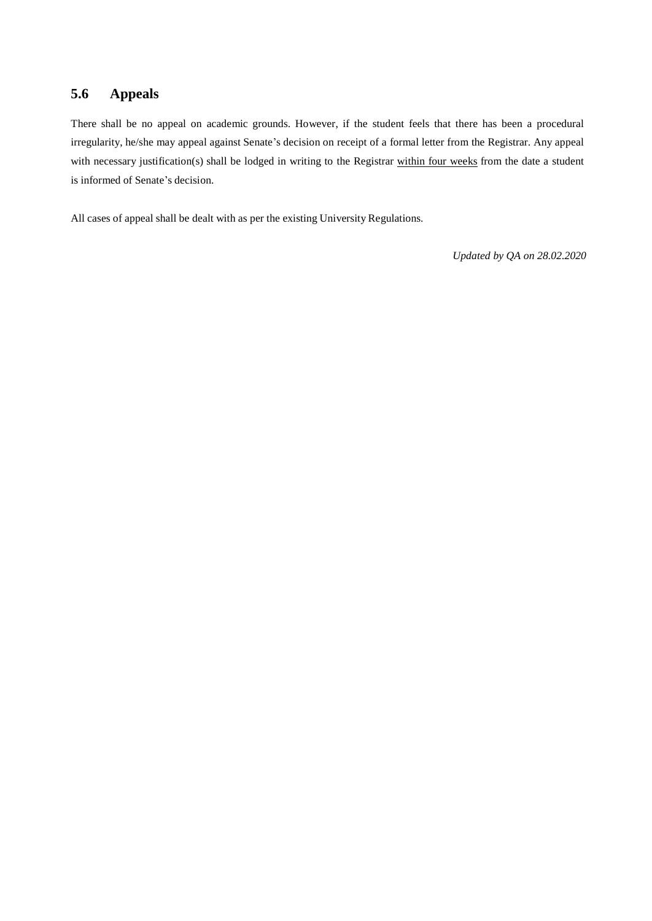## 5.6 Appeals

There shall be no appeal on academic grounds. However, if the student feels that there has been a procedural irregularity, he/she may appeal against Senate's decision on receipt of a formal letter from the Registrar. Any appeal with necessary justification(s) shall be lodged in writing to the Registrar <u>within four weeks</u> from the date a student is informed of Senate's decision.

All cases of appeal shall be dealt with as per the existing University Regulations.

*Updated by QA on 28.02.2020*